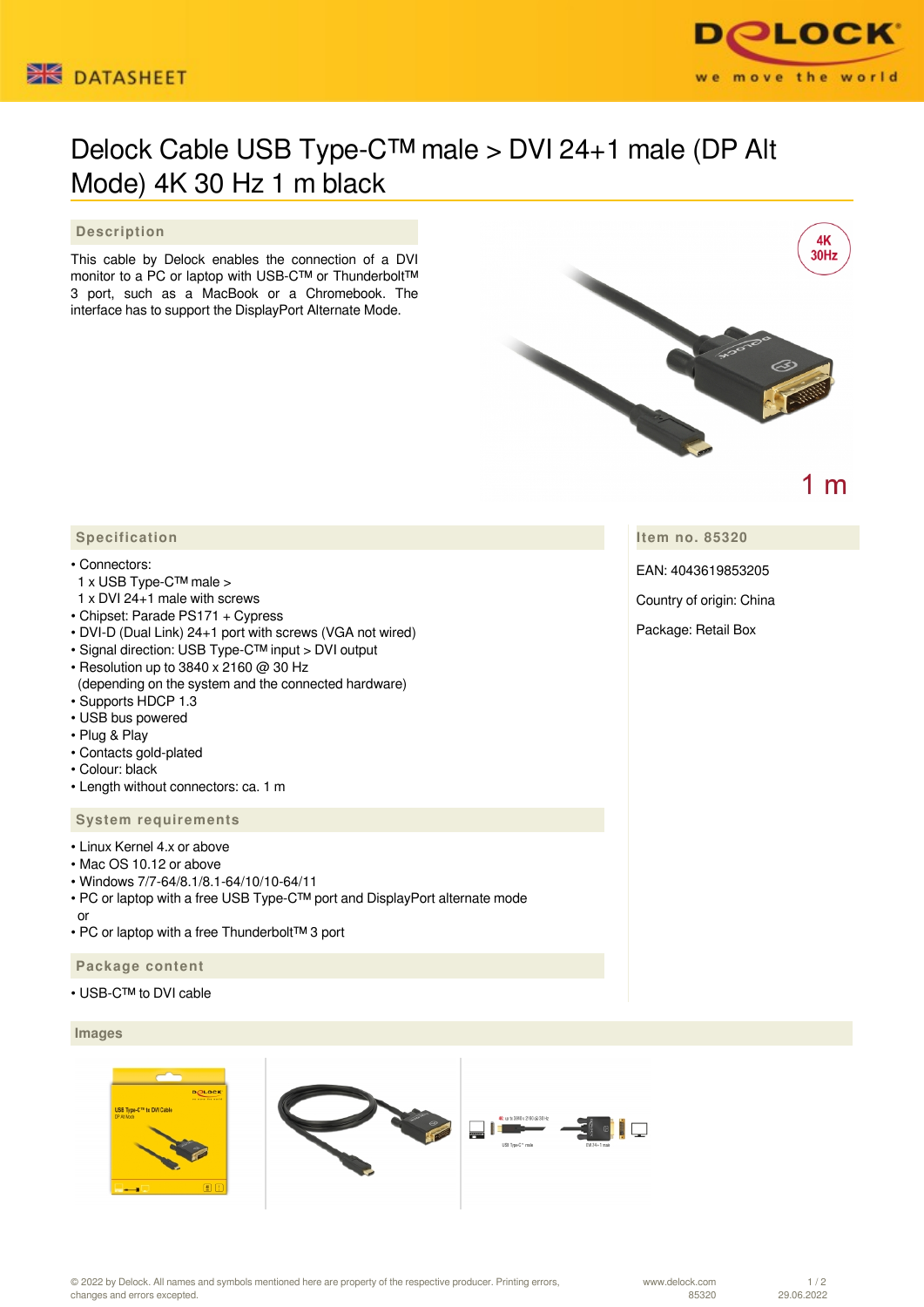# Delock Cable USB Type-C™ male > DVI 24+1 male (DP Alt Mode) 4K 30 Hz 1 m black

## Description

This cable by Delock enables the connection of a DVI monitor to a PC or laptop with USB-C™ or Thunderbolt™ 3 port, such as a MacBook or a Chromebook. The interface has to support the DisplayPort Alternate Mode.

## Specification

- Connectors:
  1 x USB Type-C™ male >
  1 x DVI 24+1 male with screws
- Chipset: Parade PS171 + Cypress
- DVI-D (Dual Link) 24+1 port with screws (VGA not wired)
- Signal direction: USB Type-C™ input > DVI output
- Resolution up to 3840 x 2160 @ 30 Hz
  (depending on the system and the connected hardware)
- Supports HDCP 1.3
- USB bus powered
- Plug & Play
- Contacts gold-plated
- Colour: black
- Length without connectors: ca. 1 m

## Item no. 85320

EAN: 4043619853205

Country of origin: China

Package: Retail Box

## System requirements

- Linux Kernel 4.x or above
- Mac OS 10.12 or above
- Windows 7/7-64/8.1/8.1-64/10/10-64/11
- PC or laptop with a free USB Type-C™ port and DisplayPort alternate mode
  or
- PC or laptop with a free Thunderbolt™ 3 port

## Package content

- USB-C™ to DVI cable

## Images

© 2022 by Delock. All names and symbols mentioned here are property of the respective producer. Printing errors, changes and errors excepted.

www.delock.com 85320 29.06.2022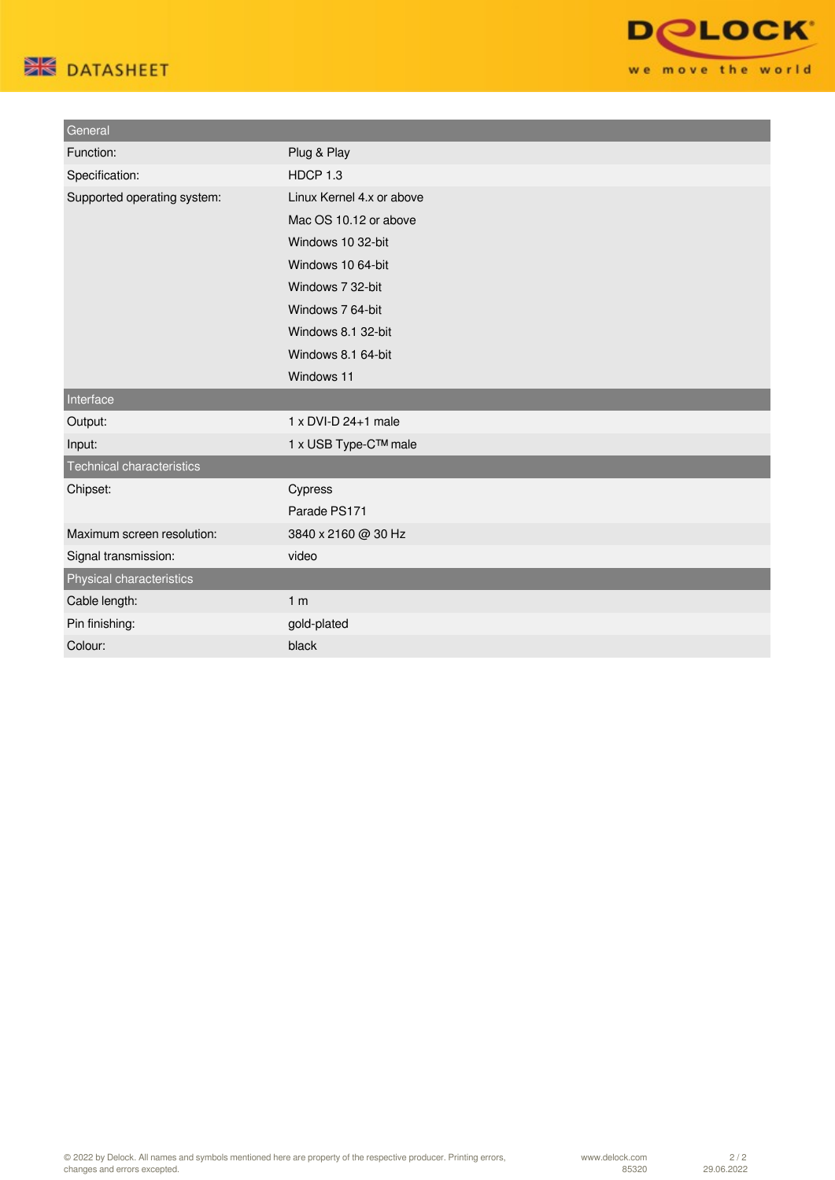| | |
|---|---|
| **General** | |
| Function: | Plug & Play |
| Specification: | HDCP 1.3 |
| Supported operating system: | Linux Kernel 4.x or above |
| | Mac OS 10.12 or above |
| | Windows 10 32-bit |
| | Windows 10 64-bit |
| | Windows 7 32-bit |
| | Windows 7 64-bit |
| | Windows 8.1 32-bit |
| | Windows 8.1 64-bit |
| | Windows 11 |
| **Interface** | |
| Output: | 1 x DVI-D 24+1 male |
| Input: | 1 x USB Type-C™ male |
| **Technical characteristics** | |
| Chipset: | Cypress |
| | Parade PS171 |
| Maximum screen resolution: | 3840 x 2160 @ 30 Hz |
| Signal transmission: | video |
| **Physical characteristics** | |
| Cable length: | 1 m |
| Pin finishing: | gold-plated |
| Colour: | black |

© 2022 by Delock. All names and symbols mentioned here are property of the respective producer. Printing errors, changes and errors excepted.

www.delock.com
85320
29.06.2022